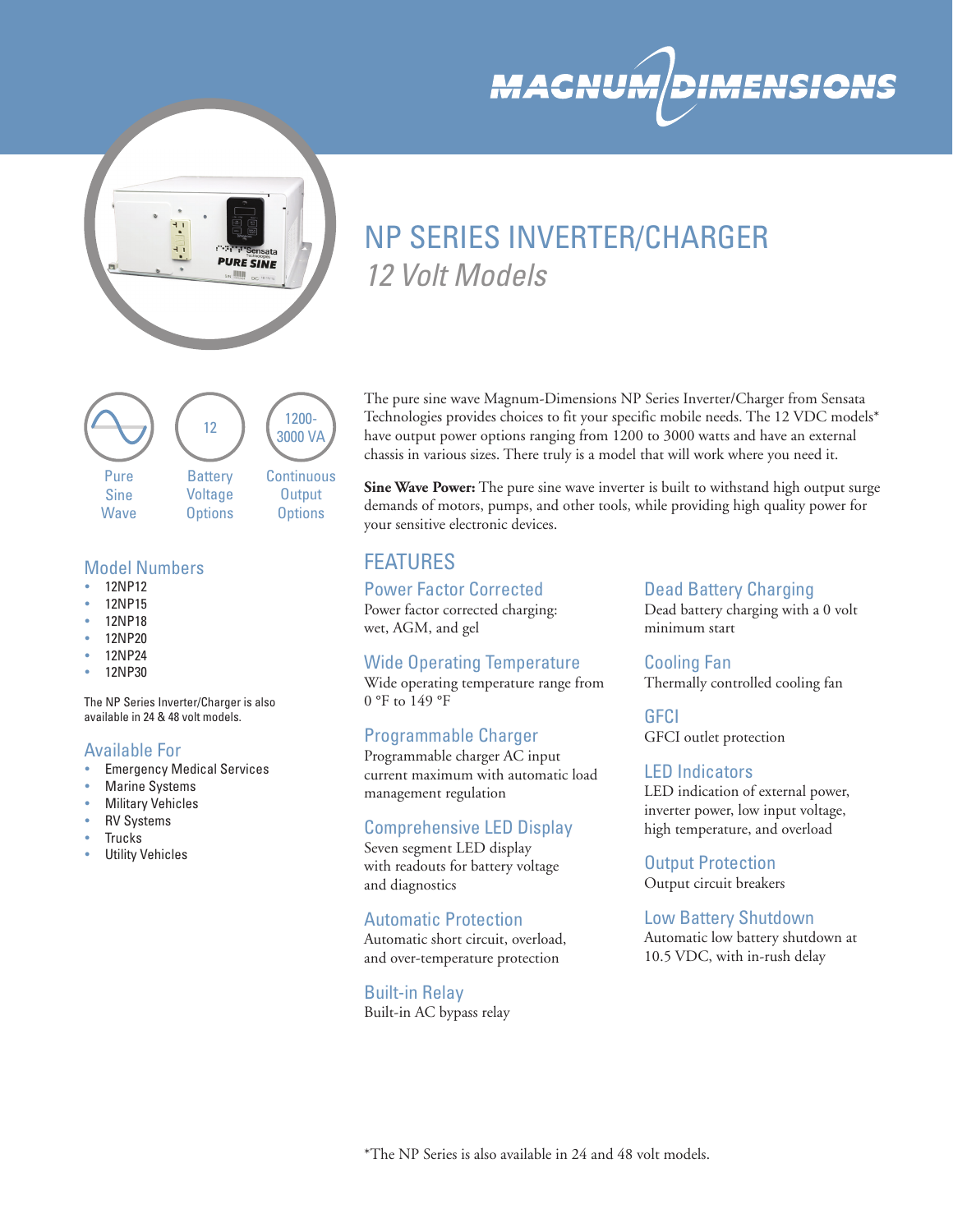MAGNUM DIMENSIONS

# NP SERIES INVERTER/CHARGER

*12 Volt Models*

Pure Sine Wave

12 Battery Voltage Options

1200-3000 VA Continuous Output Options

## Model Numbers

- 12NP12
- 12NP15
- 12NP18
- 12NP20
- 12NP24
- 12NP30

The NP Series Inverter/Charger is also available in 24 & 48 volt models.

## Available For

- Emergency Medical Services
- Marine Systems
- Military Vehicles
- RV Systems
- Trucks
- Utility Vehicles

The pure sine wave Magnum-Dimensions NP Series Inverter/Charger from Sensata Technologies provides choices to fit your specific mobile needs. The 12 VDC models* have output power options ranging from 1200 to 3000 watts and have an external chassis in various sizes. There truly is a model that will work where you need it.

**Sine Wave Power:** The pure sine wave inverter is built to withstand high output surge demands of motors, pumps, and other tools, while providing high quality power for your sensitive electronic devices.

## FEATURES

### Power Factor Corrected

Power factor corrected charging: wet, AGM, and gel

### Wide Operating Temperature

Wide operating temperature range from 0 °F to 149 °F

### Programmable Charger

Programmable charger AC input current maximum with automatic load management regulation

### Comprehensive LED Display

Seven segment LED display with readouts for battery voltage and diagnostics

### Automatic Protection

Automatic short circuit, overload, and over-temperature protection

### Built-in Relay

Built-in AC bypass relay

### Dead Battery Charging

Dead battery charging with a 0 volt minimum start

### Cooling Fan

Thermally controlled cooling fan

### GFCI

GFCI outlet protection

### LED Indicators

LED indication of external power, inverter power, low input voltage, high temperature, and overload

### Output Protection

Output circuit breakers

### Low Battery Shutdown

Automatic low battery shutdown at 10.5 VDC, with in-rush delay

*The NP Series is also available in 24 and 48 volt models.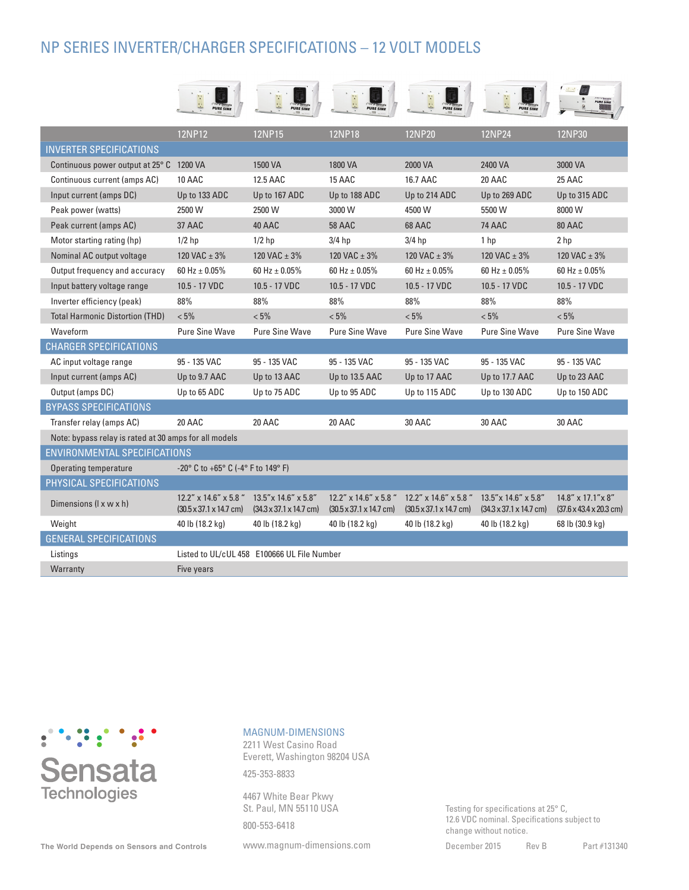# NP SERIES INVERTER/CHARGER SPECIFICATIONS – 12 VOLT MODELS

| | 12NP12 | 12NP15 | 12NP18 | 12NP20 | 12NP24 | 12NP30 |
|---|---|---|---|---|---|---|
| **INVERTER SPECIFICATIONS** | | | | | | |
| Continuous power output at 25° C | 1200 VA | 1500 VA | 1800 VA | 2000 VA | 2400 VA | 3000 VA |
| Continuous current (amps AC) | 10 AAC | 12.5 AAC | 15 AAC | 16.7 AAC | 20 AAC | 25 AAC |
| Input current (amps DC) | Up to 133 ADC | Up to 167 ADC | Up to 188 ADC | Up to 214 ADC | Up to 269 ADC | Up to 315 ADC |
| Peak power (watts) | 2500 W | 2500 W | 3000 W | 4500 W | 5500 W | 8000 W |
| Peak current (amps AC) | 37 AAC | 40 AAC | 58 AAC | 68 AAC | 74 AAC | 80 AAC |
| Motor starting rating (hp) | 1/2 hp | 1/2 hp | 3/4 hp | 3/4 hp | 1 hp | 2 hp |
| Nominal AC output voltage | 120 VAC ± 3% | 120 VAC ± 3% | 120 VAC ± 3% | 120 VAC ± 3% | 120 VAC ± 3% | 120 VAC ± 3% |
| Output frequency and accuracy | 60 Hz ± 0.05% | 60 Hz ± 0.05% | 60 Hz ± 0.05% | 60 Hz ± 0.05% | 60 Hz ± 0.05% | 60 Hz ± 0.05% |
| Input battery voltage range | 10.5 - 17 VDC | 10.5 - 17 VDC | 10.5 - 17 VDC | 10.5 - 17 VDC | 10.5 - 17 VDC | 10.5 - 17 VDC |
| Inverter efficiency (peak) | 88% | 88% | 88% | 88% | 88% | 88% |
| Total Harmonic Distortion (THD) | < 5% | < 5% | < 5% | < 5% | < 5% | < 5% |
| Waveform | Pure Sine Wave | Pure Sine Wave | Pure Sine Wave | Pure Sine Wave | Pure Sine Wave | Pure Sine Wave |
| **CHARGER SPECIFICATIONS** | | | | | | |
| AC input voltage range | 95 - 135 VAC | 95 - 135 VAC | 95 - 135 VAC | 95 - 135 VAC | 95 - 135 VAC | 95 - 135 VAC |
| Input current (amps AC) | Up to 9.7 AAC | Up to 13 AAC | Up to 13.5 AAC | Up to 17 AAC | Up to 17.7 AAC | Up to 23 AAC |
| Output (amps DC) | Up to 65 ADC | Up to 75 ADC | Up to 95 ADC | Up to 115 ADC | Up to 130 ADC | Up to 150 ADC |
| **BYPASS SPECIFICATIONS** | | | | | | |
| Transfer relay (amps AC) | 20 AAC | 20 AAC | 20 AAC | 30 AAC | 30 AAC | 30 AAC |
| Note: bypass relay is rated at 30 amps for all models | | | | | | |
| **ENVIRONMENTAL SPECIFICATIONS** | | | | | | |
| Operating temperature | -20° C to +65° C (-4° F to 149° F) | | | | | |
| **PHYSICAL SPECIFICATIONS** | | | | | | |
| Dimensions (l x w x h) | 12.2" x 14.6" x 5.8" (30.5 x 37.1 x 14.7 cm) | 13.5" x 14.6" x 5.8" (34.3 x 37.1 x 14.7 cm) | 12.2" x 14.6" x 5.8" (30.5 x 37.1 x 14.7 cm) | 12.2" x 14.6" x 5.8" (30.5 x 37.1 x 14.7 cm) | 13.5" x 14.6" x 5.8" (34.3 x 37.1 x 14.7 cm) | 14.8" x 17.1" x 8" (37.6 x 43.4 x 20.3 cm) |
| Weight | 40 lb (18.2 kg) | 40 lb (18.2 kg) | 40 lb (18.2 kg) | 40 lb (18.2 kg) | 40 lb (18.2 kg) | 68 lb (30.9 kg) |
| **GENERAL SPECIFICATIONS** | | | | | | |
| Listings | Listed to UL/cUL 458 E100666 UL File Number | | | | | |
| Warranty | Five years | | | | | |

Sensata Technologies

The World Depends on Sensors and Controls

MAGNUM-DIMENSIONS
2211 West Casino Road
Everett, Washington 98204 USA

425-353-8833

4467 White Bear Pkwy
St. Paul, MN 55110 USA

800-553-6418

www.magnum-dimensions.com

Testing for specifications at 25° C, 12.6 VDC nominal. Specifications subject to change without notice.

December 2015 Rev B Part #131340